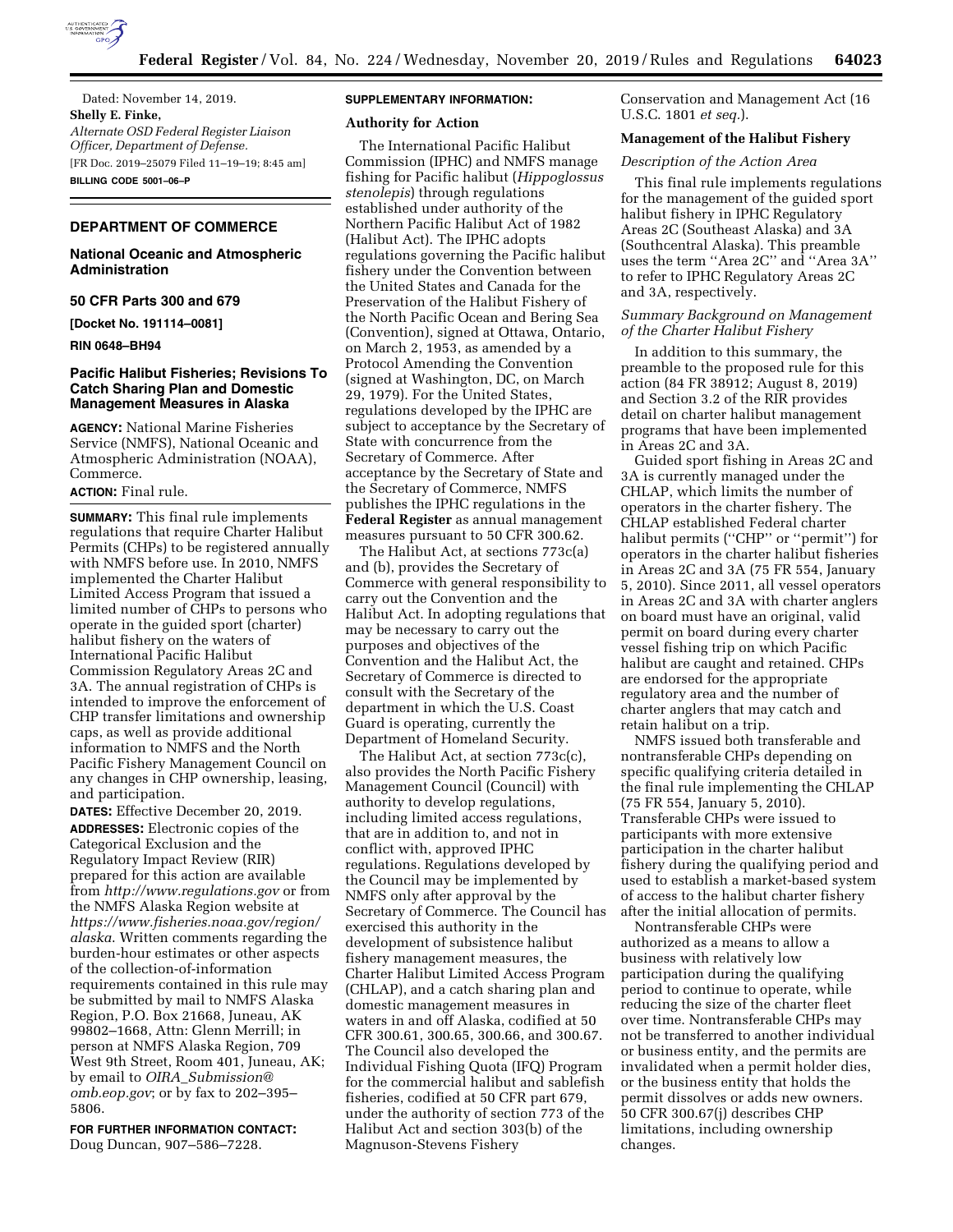Dated: November 14, 2019.

**Shelly E. Finke,**

*Alternate OSD Federal Register Liaison Officer, Department of Defense.*

[FR Doc. 2019–25079 Filed 11–19–19; 8:45 am]

**BILLING CODE 5001–06–P**

## DEPARTMENT OF COMMERCE

### National Oceanic and Atmospheric Administration

### 50 CFR Parts 300 and 679

**[Docket No. 191114–0081]**

**RIN 0648–BH94**

### Pacific Halibut Fisheries; Revisions To Catch Sharing Plan and Domestic Management Measures in Alaska

**AGENCY:** National Marine Fisheries Service (NMFS), National Oceanic and Atmospheric Administration (NOAA), Commerce.

**ACTION:** Final rule.

**SUMMARY:** This final rule implements regulations that require Charter Halibut Permits (CHPs) to be registered annually with NMFS before use. In 2010, NMFS implemented the Charter Halibut Limited Access Program that issued a limited number of CHPs to persons who operate in the guided sport (charter) halibut fishery on the waters of International Pacific Halibut Commission Regulatory Areas 2C and 3A. The annual registration of CHPs is intended to improve the enforcement of CHP transfer limitations and ownership caps, as well as provide additional information to NMFS and the North Pacific Fishery Management Council on any changes in CHP ownership, leasing, and participation.

**DATES:** Effective December 20, 2019.

**ADDRESSES:** Electronic copies of the Categorical Exclusion and the Regulatory Impact Review (RIR) prepared for this action are available from *http://www.regulations.gov* or from the NMFS Alaska Region website at *https://www.fisheries.noaa.gov/region/alaska*. Written comments regarding the burden-hour estimates or other aspects of the collection-of-information requirements contained in this rule may be submitted by mail to NMFS Alaska Region, P.O. Box 21668, Juneau, AK 99802–1668, Attn: Glenn Merrill; in person at NMFS Alaska Region, 709 West 9th Street, Room 401, Juneau, AK; by email to *OIRA_Submission@omb.eop.gov*; or by fax to 202–395–5806.

**FOR FURTHER INFORMATION CONTACT:** Doug Duncan, 907–586–7228.

**SUPPLEMENTARY INFORMATION:**

#### Authority for Action

The International Pacific Halibut Commission (IPHC) and NMFS manage fishing for Pacific halibut (*Hippoglossus stenolepis*) through regulations established under authority of the Northern Pacific Halibut Act of 1982 (Halibut Act). The IPHC adopts regulations governing the Pacific halibut fishery under the Convention between the United States and Canada for the Preservation of the Halibut Fishery of the North Pacific Ocean and Bering Sea (Convention), signed at Ottawa, Ontario, on March 2, 1953, as amended by a Protocol Amending the Convention (signed at Washington, DC, on March 29, 1979). For the United States, regulations developed by the IPHC are subject to acceptance by the Secretary of State with concurrence from the Secretary of Commerce. After acceptance by the Secretary of State and the Secretary of Commerce, NMFS publishes the IPHC regulations in the **Federal Register** as annual management measures pursuant to 50 CFR 300.62.

The Halibut Act, at sections 773c(a) and (b), provides the Secretary of Commerce with general responsibility to carry out the Convention and the Halibut Act. In adopting regulations that may be necessary to carry out the purposes and objectives of the Convention and the Halibut Act, the Secretary of Commerce is directed to consult with the Secretary of the department in which the U.S. Coast Guard is operating, currently the Department of Homeland Security.

The Halibut Act, at section 773c(c), also provides the North Pacific Fishery Management Council (Council) with authority to develop regulations, including limited access regulations, that are in addition to, and not in conflict with, approved IPHC regulations. Regulations developed by the Council may be implemented by NMFS only after approval by the Secretary of Commerce. The Council has exercised this authority in the development of subsistence halibut fishery management measures, the Charter Halibut Limited Access Program (CHLAP), and a catch sharing plan and domestic management measures in waters in and off Alaska, codified at 50 CFR 300.61, 300.65, 300.66, and 300.67. The Council also developed the Individual Fishing Quota (IFQ) Program for the commercial halibut and sablefish fisheries, codified at 50 CFR part 679, under the authority of section 773 of the Halibut Act and section 303(b) of the Magnuson-Stevens Fishery Conservation and Management Act (16 U.S.C. 1801 *et seq.*).

#### Management of the Halibut Fishery

*Description of the Action Area*

This final rule implements regulations for the management of the guided sport halibut fishery in IPHC Regulatory Areas 2C (Southeast Alaska) and 3A (Southcentral Alaska). This preamble uses the term ''Area 2C'' and ''Area 3A'' to refer to IPHC Regulatory Areas 2C and 3A, respectively.

*Summary Background on Management of the Charter Halibut Fishery*

In addition to this summary, the preamble to the proposed rule for this action (84 FR 38912; August 8, 2019) and Section 3.2 of the RIR provides detail on charter halibut management programs that have been implemented in Areas 2C and 3A.

Guided sport fishing in Areas 2C and 3A is currently managed under the CHLAP, which limits the number of operators in the charter fishery. The CHLAP established Federal charter halibut permits (''CHP'' or ''permit'') for operators in the charter halibut fisheries in Areas 2C and 3A (75 FR 554, January 5, 2010). Since 2011, all vessel operators in Areas 2C and 3A with charter anglers on board must have an original, valid permit on board during every charter vessel fishing trip on which Pacific halibut are caught and retained. CHPs are endorsed for the appropriate regulatory area and the number of charter anglers that may catch and retain halibut on a trip.

NMFS issued both transferable and nontransferable CHPs depending on specific qualifying criteria detailed in the final rule implementing the CHLAP (75 FR 554, January 5, 2010). Transferable CHPs were issued to participants with more extensive participation in the charter halibut fishery during the qualifying period and used to establish a market-based system of access to the halibut charter fishery after the initial allocation of permits.

Nontransferable CHPs were authorized as a means to allow a business with relatively low participation during the qualifying period to continue to operate, while reducing the size of the charter fleet over time. Nontransferable CHPs may not be transferred to another individual or business entity, and the permits are invalidated when a permit holder dies, or the business entity that holds the permit dissolves or adds new owners. 50 CFR 300.67(j) describes CHP limitations, including ownership changes.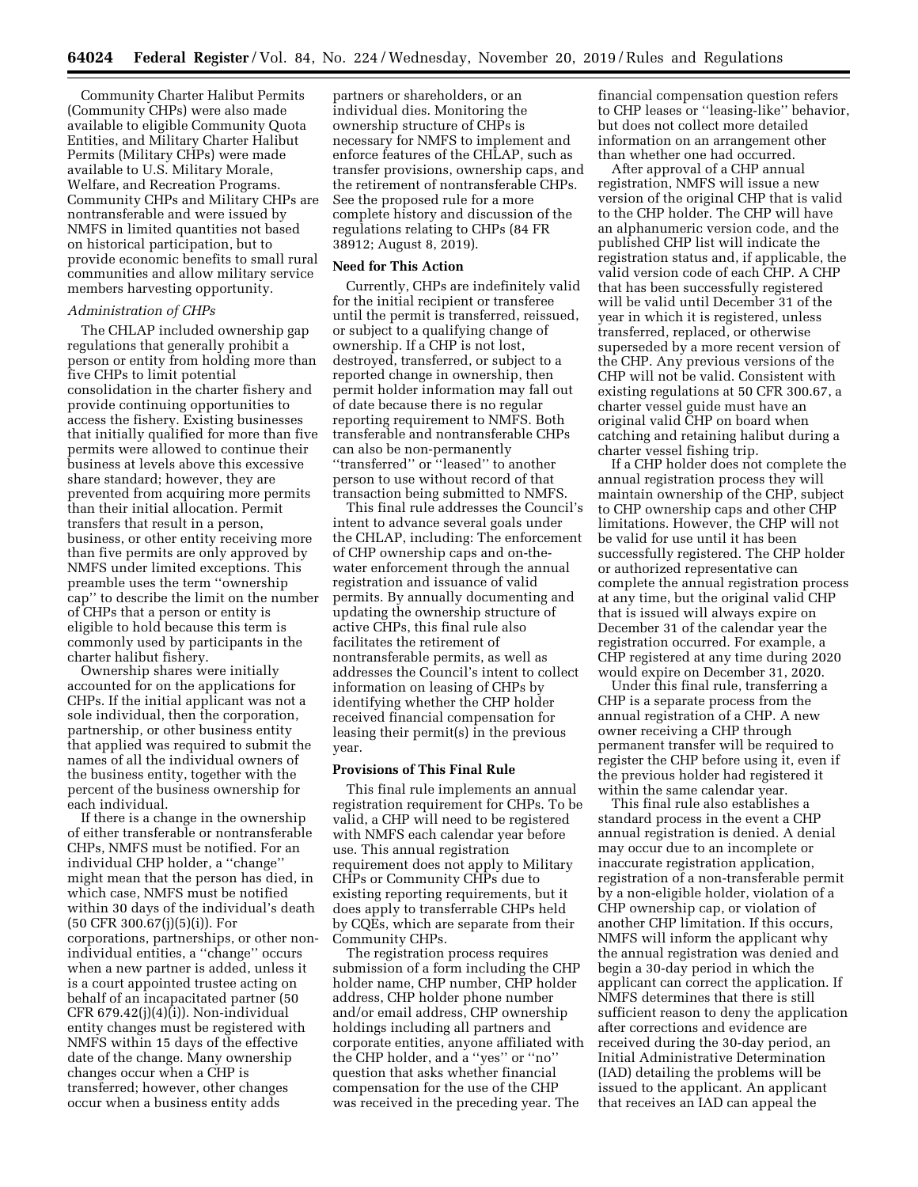Community Charter Halibut Permits (Community CHPs) were also made available to eligible Community Quota Entities, and Military Charter Halibut Permits (Military CHPs) were made available to U.S. Military Morale, Welfare, and Recreation Programs. Community CHPs and Military CHPs are nontransferable and were issued by NMFS in limited quantities not based on historical participation, but to provide economic benefits to small rural communities and allow military service members harvesting opportunity.

*Administration of CHPs*

The CHLAP included ownership gap regulations that generally prohibit a person or entity from holding more than five CHPs to limit potential consolidation in the charter fishery and provide continuing opportunities to access the fishery. Existing businesses that initially qualified for more than five permits were allowed to continue their business at levels above this excessive share standard; however, they are prevented from acquiring more permits than their initial allocation. Permit transfers that result in a person, business, or other entity receiving more than five permits are only approved by NMFS under limited exceptions. This preamble uses the term ''ownership cap'' to describe the limit on the number of CHPs that a person or entity is eligible to hold because this term is commonly used by participants in the charter halibut fishery.

Ownership shares were initially accounted for on the applications for CHPs. If the initial applicant was not a sole individual, then the corporation, partnership, or other business entity that applied was required to submit the names of all the individual owners of the business entity, together with the percent of the business ownership for each individual.

If there is a change in the ownership of either transferable or nontransferable CHPs, NMFS must be notified. For an individual CHP holder, a ''change'' might mean that the person has died, in which case, NMFS must be notified within 30 days of the individual's death (50 CFR 300.67(j)(5)(i)). For corporations, partnerships, or other non-individual entities, a ''change'' occurs when a new partner is added, unless it is a court appointed trustee acting on behalf of an incapacitated partner (50 CFR 679.42(j)(4)(i)). Non-individual entity changes must be registered with NMFS within 15 days of the effective date of the change. Many ownership changes occur when a CHP is transferred; however, other changes occur when a business entity adds partners or shareholders, or an individual dies. Monitoring the ownership structure of CHPs is necessary for NMFS to implement and enforce features of the CHLAP, such as transfer provisions, ownership caps, and the retirement of nontransferable CHPs. See the proposed rule for a more complete history and discussion of the regulations relating to CHPs (84 FR 38912; August 8, 2019).

## Need for This Action

Currently, CHPs are indefinitely valid for the initial recipient or transferee until the permit is transferred, reissued, or subject to a qualifying change of ownership. If a CHP is not lost, destroyed, transferred, or subject to a reported change in ownership, then permit holder information may fall out of date because there is no regular reporting requirement to NMFS. Both transferable and nontransferable CHPs can also be non-permanently ''transferred'' or ''leased'' to another person to use without record of that transaction being submitted to NMFS.

This final rule addresses the Council's intent to advance several goals under the CHLAP, including: The enforcement of CHP ownership caps and on-the-water enforcement through the annual registration and issuance of valid permits. By annually documenting and updating the ownership structure of active CHPs, this final rule also facilitates the retirement of nontransferable permits, as well as addresses the Council's intent to collect information on leasing of CHPs by identifying whether the CHP holder received financial compensation for leasing their permit(s) in the previous year.

## Provisions of This Final Rule

This final rule implements an annual registration requirement for CHPs. To be valid, a CHP will need to be registered with NMFS each calendar year before use. This annual registration requirement does not apply to Military CHPs or Community CHPs due to existing reporting requirements, but it does apply to transferrable CHPs held by CQEs, which are separate from their Community CHPs.

The registration process requires submission of a form including the CHP holder name, CHP number, CHP holder address, CHP holder phone number and/or email address, CHP ownership holdings including all partners and corporate entities, anyone affiliated with the CHP holder, and a ''yes'' or ''no'' question that asks whether financial compensation for the use of the CHP was received in the preceding year. The financial compensation question refers to CHP leases or ''leasing-like'' behavior, but does not collect more detailed information on an arrangement other than whether one had occurred.

After approval of a CHP annual registration, NMFS will issue a new version of the original CHP that is valid to the CHP holder. The CHP will have an alphanumeric version code, and the published CHP list will indicate the registration status and, if applicable, the valid version code of each CHP. A CHP that has been successfully registered will be valid until December 31 of the year in which it is registered, unless transferred, replaced, or otherwise superseded by a more recent version of the CHP. Any previous versions of the CHP will not be valid. Consistent with existing regulations at 50 CFR 300.67, a charter vessel guide must have an original valid CHP on board when catching and retaining halibut during a charter vessel fishing trip.

If a CHP holder does not complete the annual registration process they will maintain ownership of the CHP, subject to CHP ownership caps and other CHP limitations. However, the CHP will not be valid for use until it has been successfully registered. The CHP holder or authorized representative can complete the annual registration process at any time, but the original valid CHP that is issued will always expire on December 31 of the calendar year the registration occurred. For example, a CHP registered at any time during 2020 would expire on December 31, 2020.

Under this final rule, transferring a CHP is a separate process from the annual registration of a CHP. A new owner receiving a CHP through permanent transfer will be required to register the CHP before using it, even if the previous holder had registered it within the same calendar year.

This final rule also establishes a standard process in the event a CHP annual registration is denied. A denial may occur due to an incomplete or inaccurate registration application, registration of a non-transferable permit by a non-eligible holder, violation of a CHP ownership cap, or violation of another CHP limitation. If this occurs, NMFS will inform the applicant why the annual registration was denied and begin a 30-day period in which the applicant can correct the application. If NMFS determines that there is still sufficient reason to deny the application after corrections and evidence are received during the 30-day period, an Initial Administrative Determination (IAD) detailing the problems will be issued to the applicant. An applicant that receives an IAD can appeal the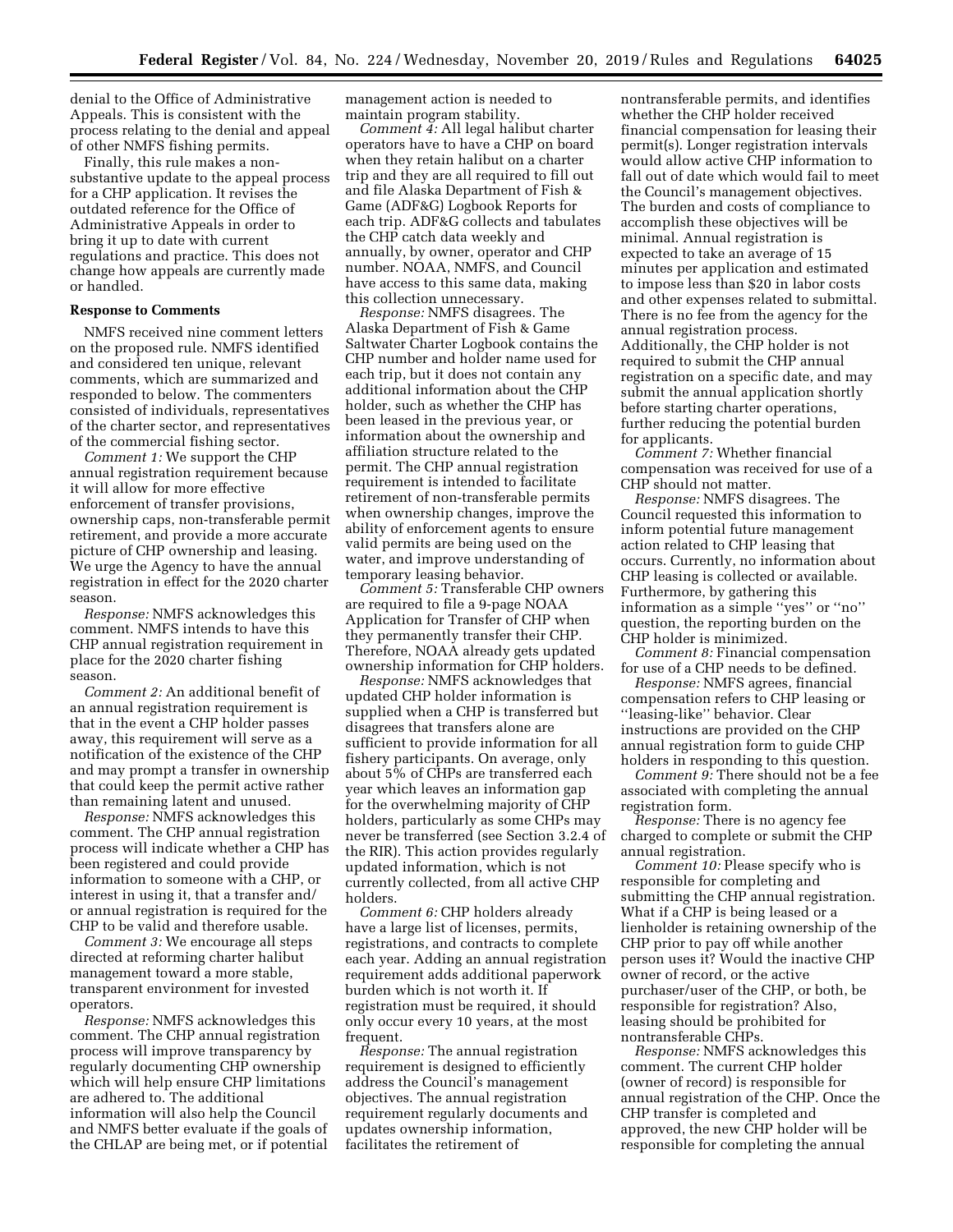denial to the Office of Administrative Appeals. This is consistent with the process relating to the denial and appeal of other NMFS fishing permits.

Finally, this rule makes a non-substantive update to the appeal process for a CHP application. It revises the outdated reference for the Office of Administrative Appeals in order to bring it up to date with current regulations and practice. This does not change how appeals are currently made or handled.

**Response to Comments**

NMFS received nine comment letters on the proposed rule. NMFS identified and considered ten unique, relevant comments, which are summarized and responded to below. The commenters consisted of individuals, representatives of the charter sector, and representatives of the commercial fishing sector.

*Comment 1:* We support the CHP annual registration requirement because it will allow for more effective enforcement of transfer provisions, ownership caps, non-transferable permit retirement, and provide a more accurate picture of CHP ownership and leasing. We urge the Agency to have the annual registration in effect for the 2020 charter season.

*Response:* NMFS acknowledges this comment. NMFS intends to have this CHP annual registration requirement in place for the 2020 charter fishing season.

*Comment 2:* An additional benefit of an annual registration requirement is that in the event a CHP holder passes away, this requirement will serve as a notification of the existence of the CHP and may prompt a transfer in ownership that could keep the permit active rather than remaining latent and unused.

*Response:* NMFS acknowledges this comment. The CHP annual registration process will indicate whether a CHP has been registered and could provide information to someone with a CHP, or interest in using it, that a transfer and/or annual registration is required for the CHP to be valid and therefore usable.

*Comment 3:* We encourage all steps directed at reforming charter halibut management toward a more stable, transparent environment for invested operators.

*Response:* NMFS acknowledges this comment. The CHP annual registration process will improve transparency by regularly documenting CHP ownership which will help ensure CHP limitations are adhered to. The additional information will also help the Council and NMFS better evaluate if the goals of the CHLAP are being met, or if potential management action is needed to maintain program stability.

*Comment 4:* All legal halibut charter operators have to have a CHP on board when they retain halibut on a charter trip and they are all required to fill out and file Alaska Department of Fish & Game (ADF&G) Logbook Reports for each trip. ADF&G collects and tabulates the CHP catch data weekly and annually, by owner, operator and CHP number. NOAA, NMFS, and Council have access to this same data, making this collection unnecessary.

*Response:* NMFS disagrees. The Alaska Department of Fish & Game Saltwater Charter Logbook contains the CHP number and holder name used for each trip, but it does not contain any additional information about the CHP holder, such as whether the CHP has been leased in the previous year, or information about the ownership and affiliation structure related to the permit. The CHP annual registration requirement is intended to facilitate retirement of non-transferable permits when ownership changes, improve the ability of enforcement agents to ensure valid permits are being used on the water, and improve understanding of temporary leasing behavior.

*Comment 5:* Transferable CHP owners are required to file a 9-page NOAA Application for Transfer of CHP when they permanently transfer their CHP. Therefore, NOAA already gets updated ownership information for CHP holders.

*Response:* NMFS acknowledges that updated CHP holder information is supplied when a CHP is transferred but disagrees that transfers alone are sufficient to provide information for all fishery participants. On average, only about 5% of CHPs are transferred each year which leaves an information gap for the overwhelming majority of CHP holders, particularly as some CHPs may never be transferred (see Section 3.2.4 of the RIR). This action provides regularly updated information, which is not currently collected, from all active CHP holders.

*Comment 6:* CHP holders already have a large list of licenses, permits, registrations, and contracts to complete each year. Adding an annual registration requirement adds additional paperwork burden which is not worth it. If registration must be required, it should only occur every 10 years, at the most frequent.

*Response:* The annual registration requirement is designed to efficiently address the Council's management objectives. The annual registration requirement regularly documents and updates ownership information, facilitates the retirement of nontransferable permits, and identifies whether the CHP holder received financial compensation for leasing their permit(s). Longer registration intervals would allow active CHP information to fall out of date which would fail to meet the Council's management objectives. The burden and costs of compliance to accomplish these objectives will be minimal. Annual registration is expected to take an average of 15 minutes per application and estimated to impose less than $20 in labor costs and other expenses related to submittal. There is no fee from the agency for the annual registration process. Additionally, the CHP holder is not required to submit the CHP annual registration on a specific date, and may submit the annual application shortly before starting charter operations, further reducing the potential burden for applicants.

*Comment 7:* Whether financial compensation was received for use of a CHP should not matter.

*Response:* NMFS disagrees. The Council requested this information to inform potential future management action related to CHP leasing that occurs. Currently, no information about CHP leasing is collected or available. Furthermore, by gathering this information as a simple "yes" or "no" question, the reporting burden on the CHP holder is minimized.

*Comment 8:* Financial compensation for use of a CHP needs to be defined.

*Response:* NMFS agrees, financial compensation refers to CHP leasing or "leasing-like" behavior. Clear instructions are provided on the CHP annual registration form to guide CHP holders in responding to this question.

*Comment 9:* There should not be a fee associated with completing the annual registration form.

*Response:* There is no agency fee charged to complete or submit the CHP annual registration.

*Comment 10:* Please specify who is responsible for completing and submitting the CHP annual registration. What if a CHP is being leased or a lienholder is retaining ownership of the CHP prior to pay off while another person uses it? Would the inactive CHP owner of record, or the active purchaser/user of the CHP, or both, be responsible for registration? Also, leasing should be prohibited for nontransferable CHPs.

*Response:* NMFS acknowledges this comment. The current CHP holder (owner of record) is responsible for annual registration of the CHP. Once the CHP transfer is completed and approved, the new CHP holder will be responsible for completing the annual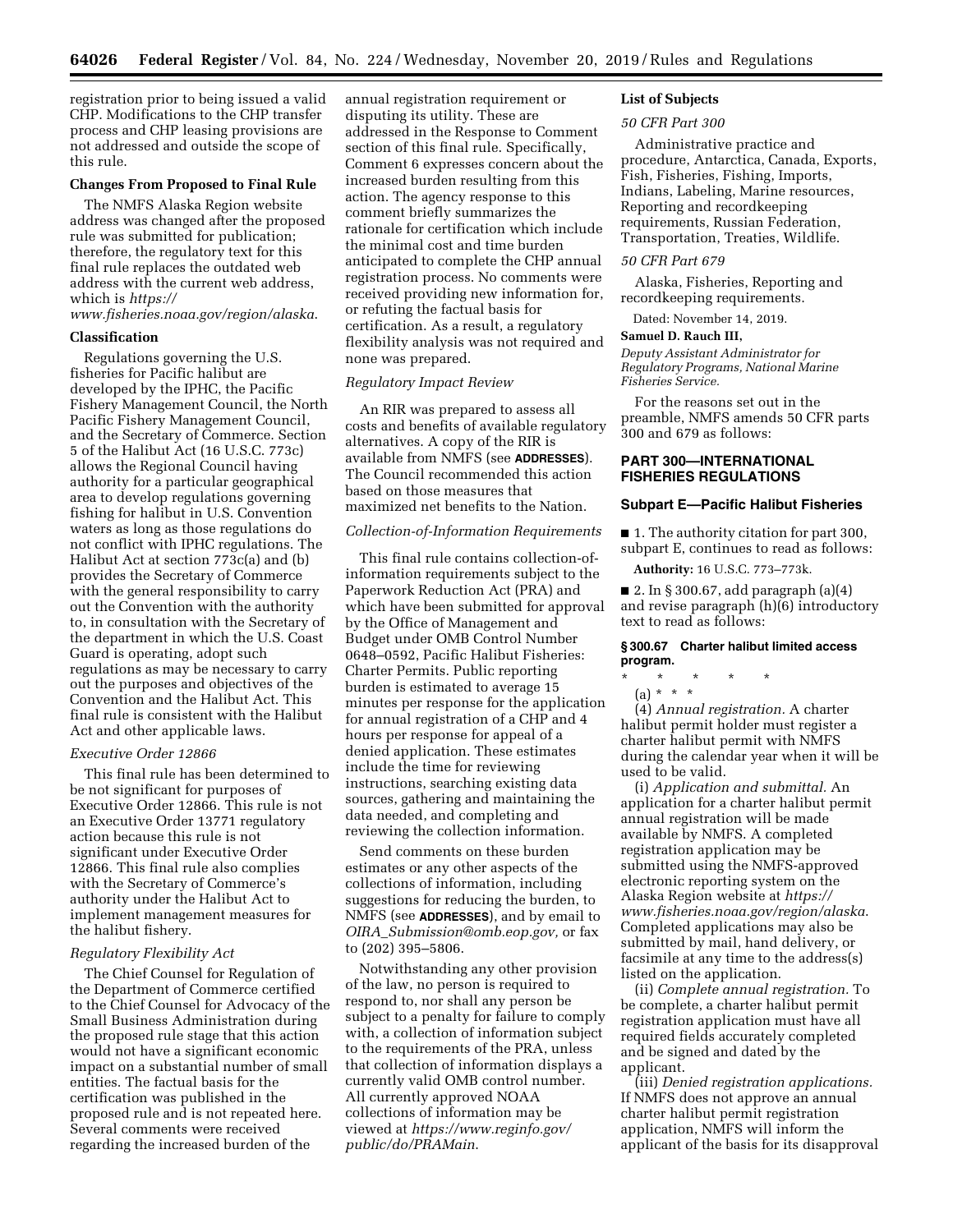registration prior to being issued a valid CHP. Modifications to the CHP transfer process and CHP leasing provisions are not addressed and outside the scope of this rule.

### Changes From Proposed to Final Rule

The NMFS Alaska Region website address was changed after the proposed rule was submitted for publication; therefore, the regulatory text for this final rule replaces the outdated web address with the current web address, which is *https://www.fisheries.noaa.gov/region/alaska*.

### Classification

Regulations governing the U.S. fisheries for Pacific halibut are developed by the IPHC, the Pacific Fishery Management Council, the North Pacific Fishery Management Council, and the Secretary of Commerce. Section 5 of the Halibut Act (16 U.S.C. 773c) allows the Regional Council having authority for a particular geographical area to develop regulations governing fishing for halibut in U.S. Convention waters as long as those regulations do not conflict with IPHC regulations. The Halibut Act at section 773c(a) and (b) provides the Secretary of Commerce with the general responsibility to carry out the Convention with the authority to, in consultation with the Secretary of the department in which the U.S. Coast Guard is operating, adopt such regulations as may be necessary to carry out the purposes and objectives of the Convention and the Halibut Act. This final rule is consistent with the Halibut Act and other applicable laws.

#### *Executive Order 12866*

This final rule has been determined to be not significant for purposes of Executive Order 12866. This rule is not an Executive Order 13771 regulatory action because this rule is not significant under Executive Order 12866. This final rule also complies with the Secretary of Commerce's authority under the Halibut Act to implement management measures for the halibut fishery.

#### *Regulatory Flexibility Act*

The Chief Counsel for Regulation of the Department of Commerce certified to the Chief Counsel for Advocacy of the Small Business Administration during the proposed rule stage that this action would not have a significant economic impact on a substantial number of small entities. The factual basis for the certification was published in the proposed rule and is not repeated here. Several comments were received regarding the increased burden of the annual registration requirement or disputing its utility. These are addressed in the Response to Comment section of this final rule. Specifically, Comment 6 expresses concern about the increased burden resulting from this action. The agency response to this comment briefly summarizes the rationale for certification which include the minimal cost and time burden anticipated to complete the CHP annual registration process. No comments were received providing new information for, or refuting the factual basis for certification. As a result, a regulatory flexibility analysis was not required and none was prepared.

#### *Regulatory Impact Review*

An RIR was prepared to assess all costs and benefits of available regulatory alternatives. A copy of the RIR is available from NMFS (see **ADDRESSES**). The Council recommended this action based on those measures that maximized net benefits to the Nation.

#### *Collection-of-Information Requirements*

This final rule contains collection-of-information requirements subject to the Paperwork Reduction Act (PRA) and which have been submitted for approval by the Office of Management and Budget under OMB Control Number 0648–0592, Pacific Halibut Fisheries: Charter Permits. Public reporting burden is estimated to average 15 minutes per response for the application for annual registration of a CHP and 4 hours per response for appeal of a denied application. These estimates include the time for reviewing instructions, searching existing data sources, gathering and maintaining the data needed, and completing and reviewing the collection information.

Send comments on these burden estimates or any other aspects of the collections of information, including suggestions for reducing the burden, to NMFS (see **ADDRESSES**), and by email to *OIRA_Submission@omb.eop.gov,* or fax to (202) 395–5806.

Notwithstanding any other provision of the law, no person is required to respond to, nor shall any person be subject to a penalty for failure to comply with, a collection of information subject to the requirements of the PRA, unless that collection of information displays a currently valid OMB control number. All currently approved NOAA collections of information may be viewed at *https://www.reginfo.gov/public/do/PRAMain*.

### List of Subjects

#### *50 CFR Part 300*

Administrative practice and procedure, Antarctica, Canada, Exports, Fish, Fisheries, Fishing, Imports, Indians, Labeling, Marine resources, Reporting and recordkeeping requirements, Russian Federation, Transportation, Treaties, Wildlife.

#### *50 CFR Part 679*

Alaska, Fisheries, Reporting and recordkeeping requirements.

Dated: November 14, 2019.

**Samuel D. Rauch III,**

*Deputy Assistant Administrator for Regulatory Programs, National Marine Fisheries Service.*

For the reasons set out in the preamble, NMFS amends 50 CFR parts 300 and 679 as follows:

## PART 300—INTERNATIONAL FISHERIES REGULATIONS

### Subpart E—Pacific Halibut Fisheries

■ 1. The authority citation for part 300, subpart E, continues to read as follows:

**Authority:** 16 U.S.C. 773–773k.

■ 2. In § 300.67, add paragraph (a)(4) and revise paragraph (h)(6) introductory text to read as follows:

#### § 300.67 Charter halibut limited access program.

\* \* \* \* \*

(a) \* \* \*

(4) *Annual registration.* A charter halibut permit holder must register a charter halibut permit with NMFS during the calendar year when it will be used to be valid.

(i) *Application and submittal.* An application for a charter halibut permit annual registration will be made available by NMFS. A completed registration application may be submitted using the NMFS-approved electronic reporting system on the Alaska Region website at *https://www.fisheries.noaa.gov/region/alaska*. Completed applications may also be submitted by mail, hand delivery, or facsimile at any time to the address(s) listed on the application.

(ii) *Complete annual registration.* To be complete, a charter halibut permit registration application must have all required fields accurately completed and be signed and dated by the applicant.

(iii) *Denied registration applications.* If NMFS does not approve an annual charter halibut permit registration application, NMFS will inform the applicant of the basis for its disapproval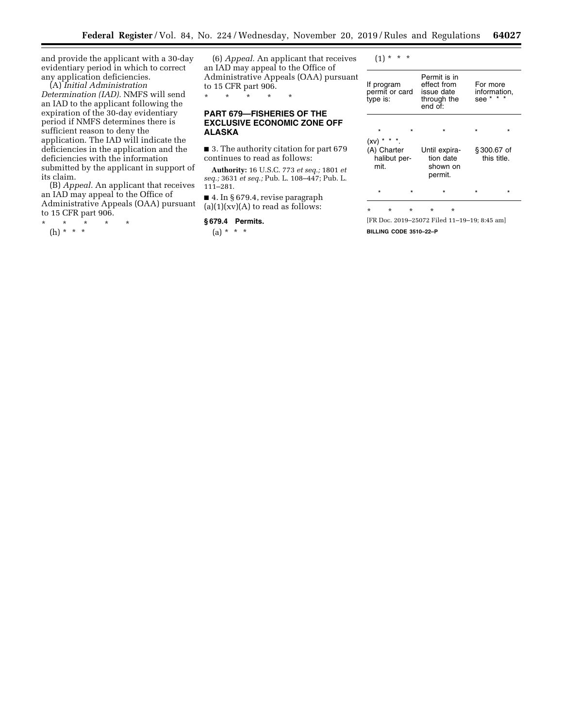and provide the applicant with a 30-day evidentiary period in which to correct any application deficiencies.

(A) *Initial Administration Determination (IAD).* NMFS will send an IAD to the applicant following the expiration of the 30-day evidentiary period if NMFS determines there is sufficient reason to deny the application. The IAD will indicate the deficiencies in the application and the deficiencies with the information submitted by the applicant in support of its claim.

(B) *Appeal.* An applicant that receives an IAD may appeal to the Office of Administrative Appeals (OAA) pursuant to 15 CFR part 906.

\* \* \* \* \*

(h) \* \* \*

(6) *Appeal.* An applicant that receives an IAD may appeal to the Office of Administrative Appeals (OAA) pursuant to 15 CFR part 906.

\* \* \* \* \*

## PART 679—FISHERIES OF THE EXCLUSIVE ECONOMIC ZONE OFF ALASKA

■ 3. The authority citation for part 679 continues to read as follows:

**Authority:** 16 U.S.C. 773 *et seq.;* 1801 *et seq.;* 3631 *et seq.;* Pub. L. 108–447; Pub. L. 111–281.

■ 4. In § 679.4, revise paragraph (a)(1)(xv)(A) to read as follows:

### § 679.4 Permits.

(a) \* \* \*

(1) \* \* \*

| If program permit or card type is: | Permit is in effect from issue date through the end of: | For more information, see \* \* \* |
|---|---|---|
| \* \* | \* | \* \* |
| (xv) \* \* \*. | | |
| (A) Charter halibut permit. | Until expiration date shown on permit. | § 300.67 of this title. |
| \* \* | \* | \* \* |

\* \* \* \* \*

[FR Doc. 2019–25072 Filed 11–19–19; 8:45 am]

**BILLING CODE 3510–22–P**